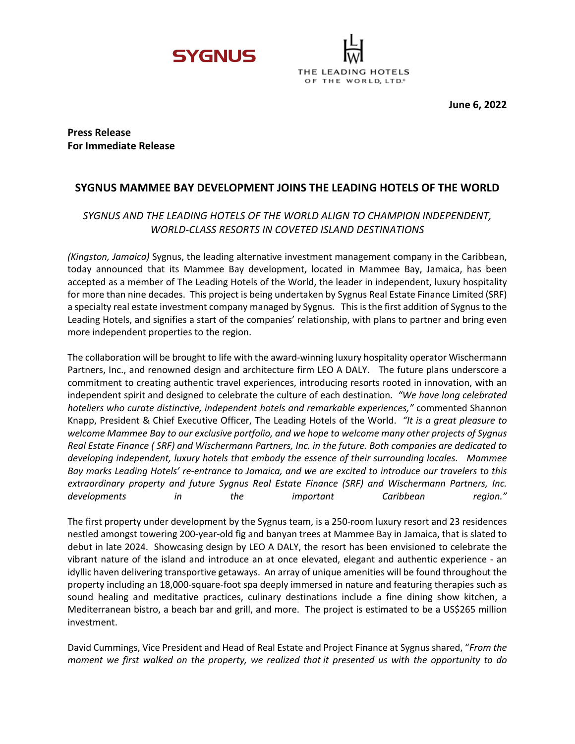SYGNUS

THE LEADING HOTELS OF THE WORLD, LTD.®

**June 6, 2022**

**Press Release**
**For Immediate Release**

## SYGNUS MAMMEE BAY DEVELOPMENT JOINS THE LEADING HOTELS OF THE WORLD

*SYGNUS AND THE LEADING HOTELS OF THE WORLD ALIGN TO CHAMPION INDEPENDENT, WORLD-CLASS RESORTS IN COVETED ISLAND DESTINATIONS*

*(Kingston, Jamaica)* Sygnus, the leading alternative investment management company in the Caribbean, today announced that its Mammee Bay development, located in Mammee Bay, Jamaica, has been accepted as a member of The Leading Hotels of the World, the leader in independent, luxury hospitality for more than nine decades. This project is being undertaken by Sygnus Real Estate Finance Limited (SRF) a specialty real estate investment company managed by Sygnus. This is the first addition of Sygnus to the Leading Hotels, and signifies a start of the companies' relationship, with plans to partner and bring even more independent properties to the region.

The collaboration will be brought to life with the award-winning luxury hospitality operator Wischermann Partners, Inc., and renowned design and architecture firm LEO A DALY. The future plans underscore a commitment to creating authentic travel experiences, introducing resorts rooted in innovation, with an independent spirit and designed to celebrate the culture of each destination. *"We have long celebrated hoteliers who curate distinctive, independent hotels and remarkable experiences,"* commented Shannon Knapp, President & Chief Executive Officer, The Leading Hotels of the World. *"It is a great pleasure to welcome Mammee Bay to our exclusive portfolio, and we hope to welcome many other projects of Sygnus Real Estate Finance ( SRF) and Wischermann Partners, Inc. in the future. Both companies are dedicated to developing independent, luxury hotels that embody the essence of their surrounding locales. Mammee Bay marks Leading Hotels' re-entrance to Jamaica, and we are excited to introduce our travelers to this extraordinary property and future Sygnus Real Estate Finance (SRF) and Wischermann Partners, Inc. developments in the important Caribbean region."*

The first property under development by the Sygnus team, is a 250-room luxury resort and 23 residences nestled amongst towering 200-year-old fig and banyan trees at Mammee Bay in Jamaica, that is slated to debut in late 2024. Showcasing design by LEO A DALY, the resort has been envisioned to celebrate the vibrant nature of the island and introduce an at once elevated, elegant and authentic experience - an idyllic haven delivering transportive getaways. An array of unique amenities will be found throughout the property including an 18,000-square-foot spa deeply immersed in nature and featuring therapies such as sound healing and meditative practices, culinary destinations include a fine dining show kitchen, a Mediterranean bistro, a beach bar and grill, and more. The project is estimated to be a US$265 million investment.

David Cummings, Vice President and Head of Real Estate and Project Finance at Sygnus shared, "*From the moment we first walked on the property, we realized that it presented us with the opportunity to do*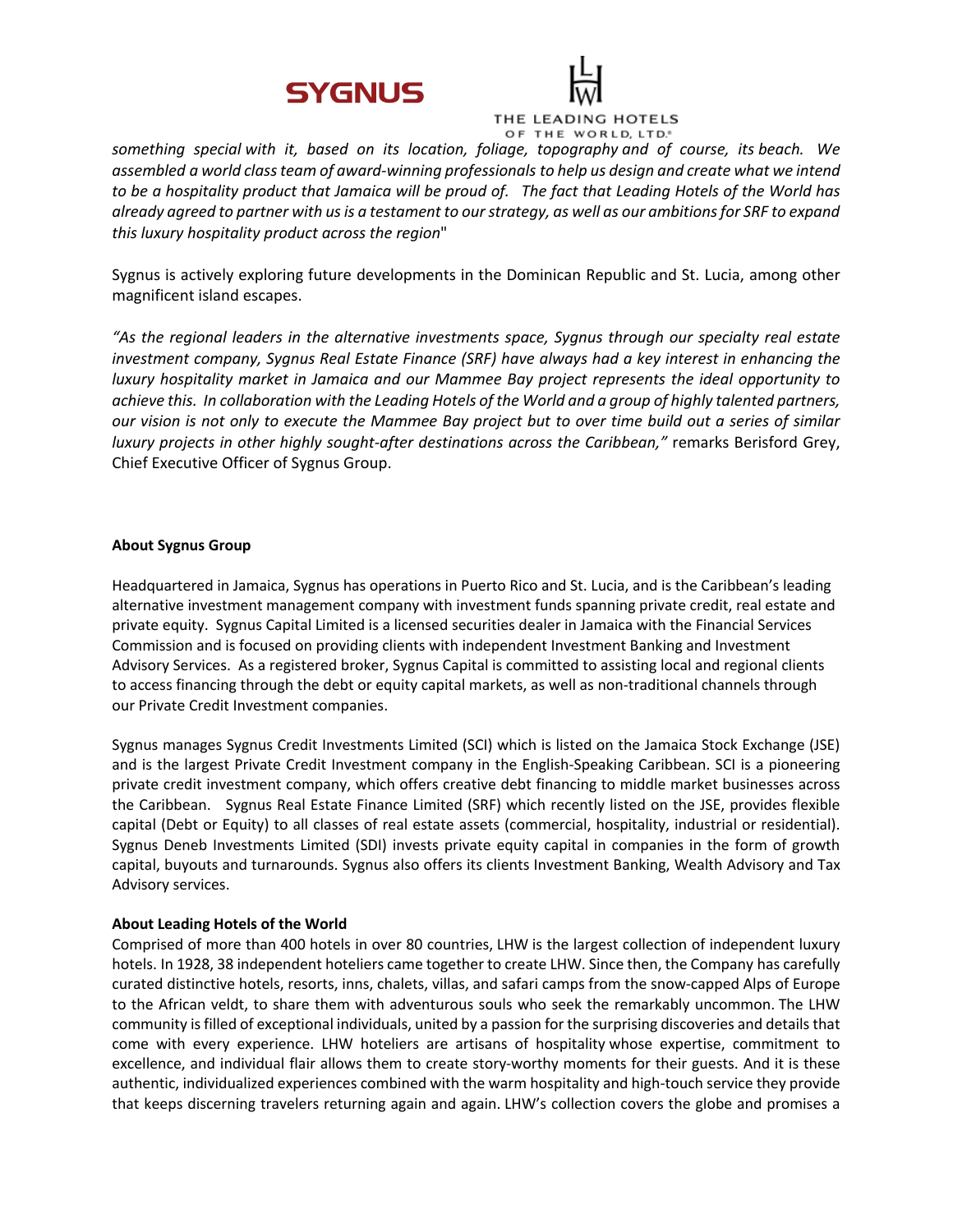*something special with it, based on its location, foliage, topography and of course, its beach. We assembled a world class team of award-winning professionals to help us design and create what we intend to be a hospitality product that Jamaica will be proud of. The fact that Leading Hotels of the World has already agreed to partner with us is a testament to our strategy, as well as our ambitions for SRF to expand this luxury hospitality product across the region*"

Sygnus is actively exploring future developments in the Dominican Republic and St. Lucia, among other magnificent island escapes.

*"As the regional leaders in the alternative investments space, Sygnus through our specialty real estate investment company, Sygnus Real Estate Finance (SRF) have always had a key interest in enhancing the luxury hospitality market in Jamaica and our Mammee Bay project represents the ideal opportunity to achieve this. In collaboration with the Leading Hotels of the World and a group of highly talented partners, our vision is not only to execute the Mammee Bay project but to over time build out a series of similar luxury projects in other highly sought-after destinations across the Caribbean,"* remarks Berisford Grey, Chief Executive Officer of Sygnus Group.

**About Sygnus Group**

Headquartered in Jamaica, Sygnus has operations in Puerto Rico and St. Lucia, and is the Caribbean's leading alternative investment management company with investment funds spanning private credit, real estate and private equity. Sygnus Capital Limited is a licensed securities dealer in Jamaica with the Financial Services Commission and is focused on providing clients with independent Investment Banking and Investment Advisory Services. As a registered broker, Sygnus Capital is committed to assisting local and regional clients to access financing through the debt or equity capital markets, as well as non-traditional channels through our Private Credit Investment companies.

Sygnus manages Sygnus Credit Investments Limited (SCI) which is listed on the Jamaica Stock Exchange (JSE) and is the largest Private Credit Investment company in the English-Speaking Caribbean. SCI is a pioneering private credit investment company, which offers creative debt financing to middle market businesses across the Caribbean. Sygnus Real Estate Finance Limited (SRF) which recently listed on the JSE, provides flexible capital (Debt or Equity) to all classes of real estate assets (commercial, hospitality, industrial or residential). Sygnus Deneb Investments Limited (SDI) invests private equity capital in companies in the form of growth capital, buyouts and turnarounds. Sygnus also offers its clients Investment Banking, Wealth Advisory and Tax Advisory services.

**About Leading Hotels of the World**

Comprised of more than 400 hotels in over 80 countries, LHW is the largest collection of independent luxury hotels. In 1928, 38 independent hoteliers came together to create LHW. Since then, the Company has carefully curated distinctive hotels, resorts, inns, chalets, villas, and safari camps from the snow-capped Alps of Europe to the African veldt, to share them with adventurous souls who seek the remarkably uncommon. The LHW community is filled of exceptional individuals, united by a passion for the surprising discoveries and details that come with every experience. LHW hoteliers are artisans of hospitality whose expertise, commitment to excellence, and individual flair allows them to create story-worthy moments for their guests. And it is these authentic, individualized experiences combined with the warm hospitality and high-touch service they provide that keeps discerning travelers returning again and again. LHW's collection covers the globe and promises a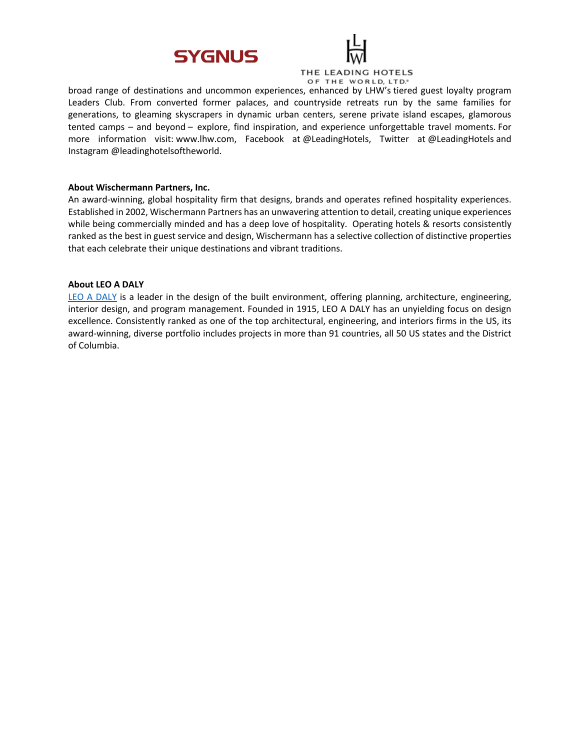broad range of destinations and uncommon experiences, enhanced by LHW's tiered guest loyalty program Leaders Club. From converted former palaces, and countryside retreats run by the same families for generations, to gleaming skyscrapers in dynamic urban centers, serene private island escapes, glamorous tented camps – and beyond – explore, find inspiration, and experience unforgettable travel moments. For more information visit: www.lhw.com, Facebook at @LeadingHotels, Twitter at @LeadingHotels and Instagram @leadinghotelsoftheworld.

**About Wischermann Partners, Inc.**

An award-winning, global hospitality firm that designs, brands and operates refined hospitality experiences. Established in 2002, Wischermann Partners has an unwavering attention to detail, creating unique experiences while being commercially minded and has a deep love of hospitality. Operating hotels & resorts consistently ranked as the best in guest service and design, Wischermann has a selective collection of distinctive properties that each celebrate their unique destinations and vibrant traditions.

**About LEO A DALY**

LEO A DALY is a leader in the design of the built environment, offering planning, architecture, engineering, interior design, and program management. Founded in 1915, LEO A DALY has an unyielding focus on design excellence. Consistently ranked as one of the top architectural, engineering, and interiors firms in the US, its award-winning, diverse portfolio includes projects in more than 91 countries, all 50 US states and the District of Columbia.